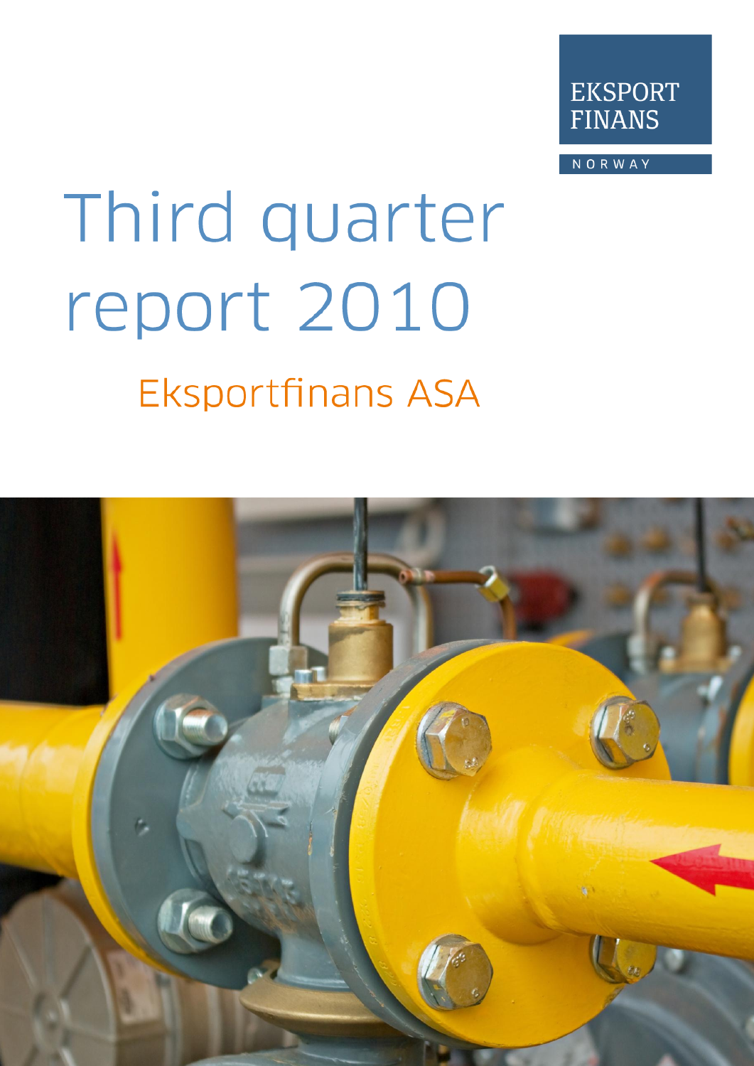EKSPORT FINANS

NORWAY

# Third quarter report 2010

## Eksportfinans ASA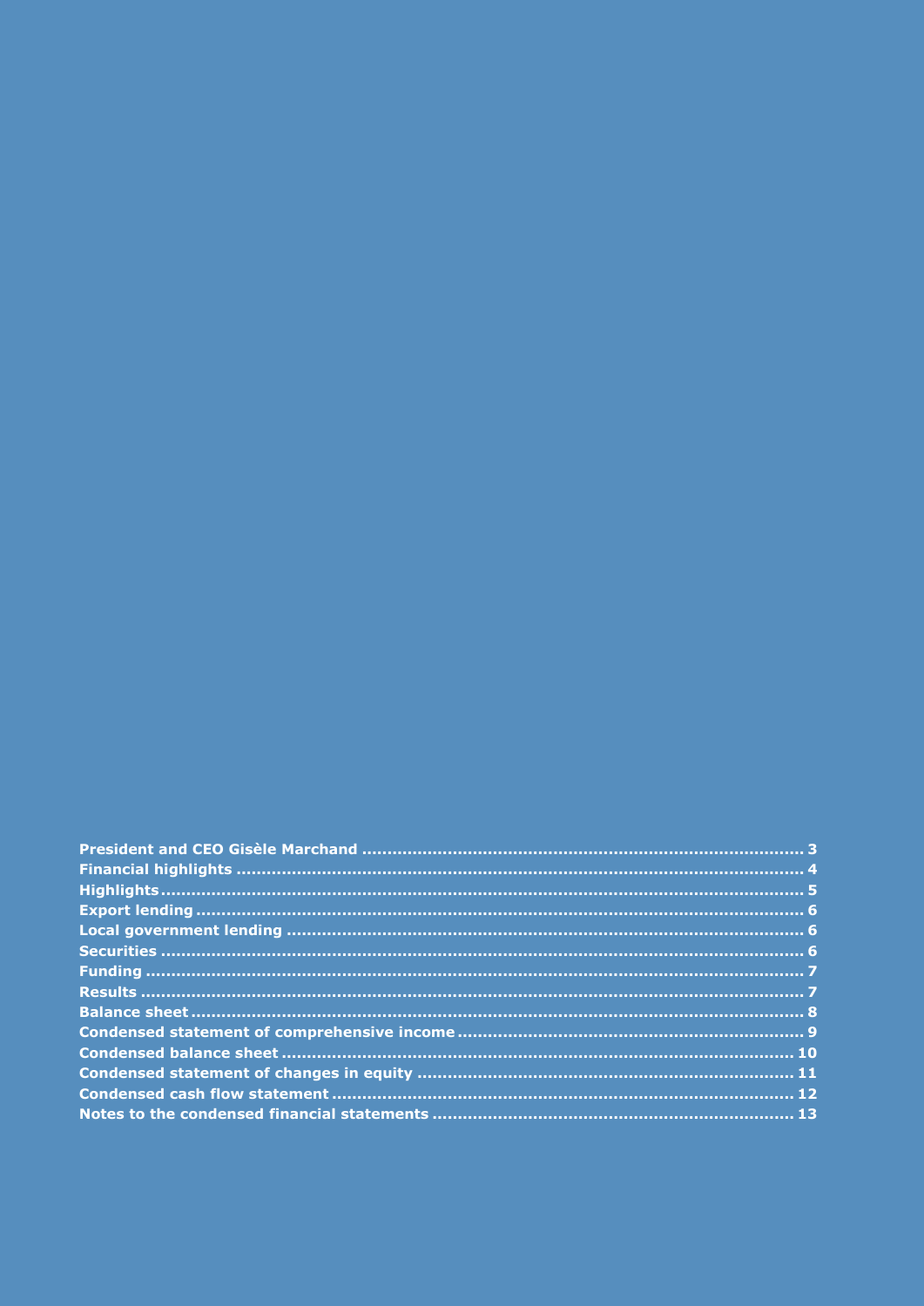President and CEO Gisèle Marchand ........................................................................................ 3
Financial highlights ...................................................................................................................... 4
Highlights ...................................................................................................................................... 5
Export lending .............................................................................................................................. 6
Local government lending .......................................................................................................... 6
Securities ...................................................................................................................................... 6
Funding ......................................................................................................................................... 7
Results .......................................................................................................................................... 7
Balance sheet ............................................................................................................................... 8
Condensed statement of comprehensive income ..................................................................... 9
Condensed balance sheet .......................................................................................................... 10
Condensed statement of changes in equity ............................................................................ 11
Condensed cash flow statement ............................................................................................... 12
Notes to the condensed financial statements ......................................................................... 13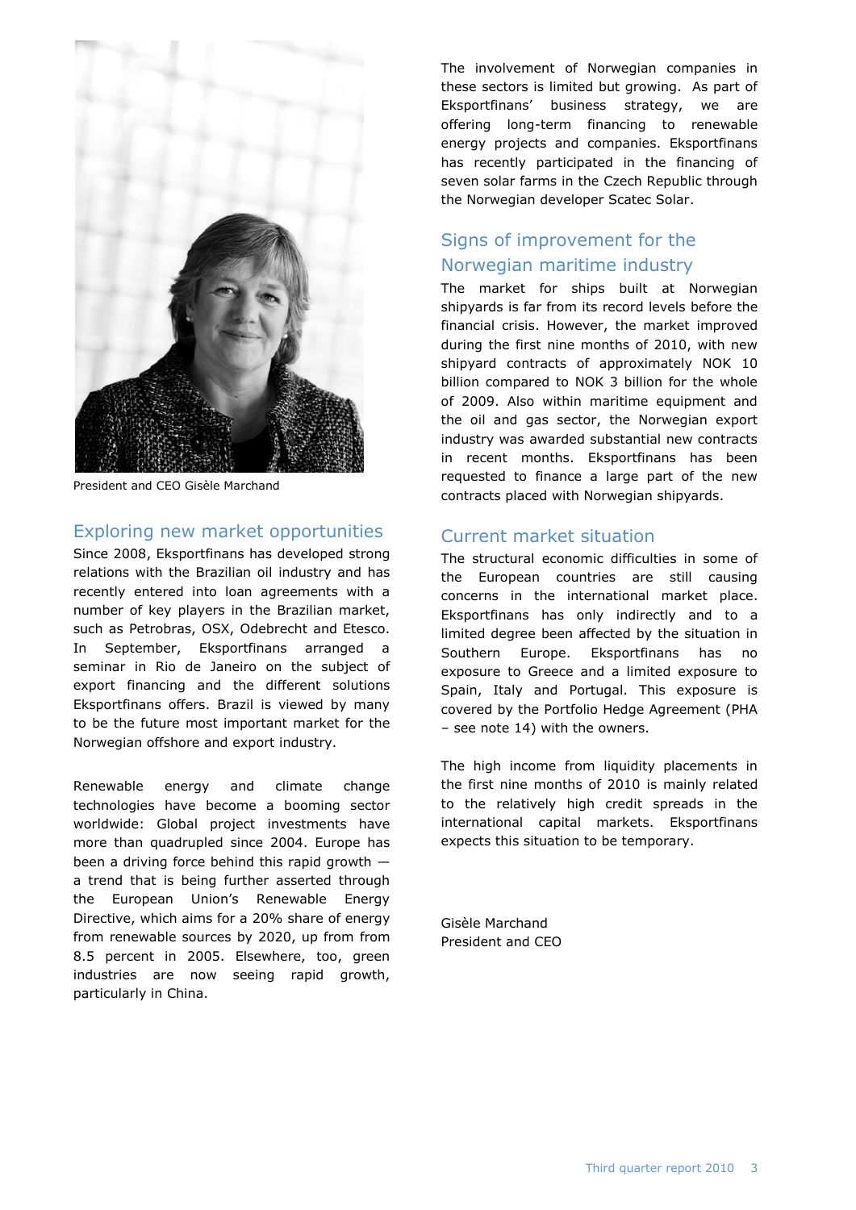President and CEO Gisèle Marchand

## Exploring new market opportunities

Since 2008, Eksportfinans has developed strong relations with the Brazilian oil industry and has recently entered into loan agreements with a number of key players in the Brazilian market, such as Petrobras, OSX, Odebrecht and Etesco. In September, Eksportfinans arranged a seminar in Rio de Janeiro on the subject of export financing and the different solutions Eksportfinans offers. Brazil is viewed by many to be the future most important market for the Norwegian offshore and export industry.

Renewable energy and climate change technologies have become a booming sector worldwide: Global project investments have more than quadrupled since 2004. Europe has been a driving force behind this rapid growth — a trend that is being further asserted through the European Union's Renewable Energy Directive, which aims for a 20% share of energy from renewable sources by 2020, up from from 8.5 percent in 2005. Elsewhere, too, green industries are now seeing rapid growth, particularly in China.

The involvement of Norwegian companies in these sectors is limited but growing. As part of Eksportfinans' business strategy, we are offering long-term financing to renewable energy projects and companies. Eksportfinans has recently participated in the financing of seven solar farms in the Czech Republic through the Norwegian developer Scatec Solar.

## Signs of improvement for the Norwegian maritime industry

The market for ships built at Norwegian shipyards is far from its record levels before the financial crisis. However, the market improved during the first nine months of 2010, with new shipyard contracts of approximately NOK 10 billion compared to NOK 3 billion for the whole of 2009. Also within maritime equipment and the oil and gas sector, the Norwegian export industry was awarded substantial new contracts in recent months. Eksportfinans has been requested to finance a large part of the new contracts placed with Norwegian shipyards.

## Current market situation

The structural economic difficulties in some of the European countries are still causing concerns in the international market place. Eksportfinans has only indirectly and to a limited degree been affected by the situation in Southern Europe. Eksportfinans has no exposure to Greece and a limited exposure to Spain, Italy and Portugal. This exposure is covered by the Portfolio Hedge Agreement (PHA – see note 14) with the owners.

The high income from liquidity placements in the first nine months of 2010 is mainly related to the relatively high credit spreads in the international capital markets. Eksportfinans expects this situation to be temporary.

Gisèle Marchand
President and CEO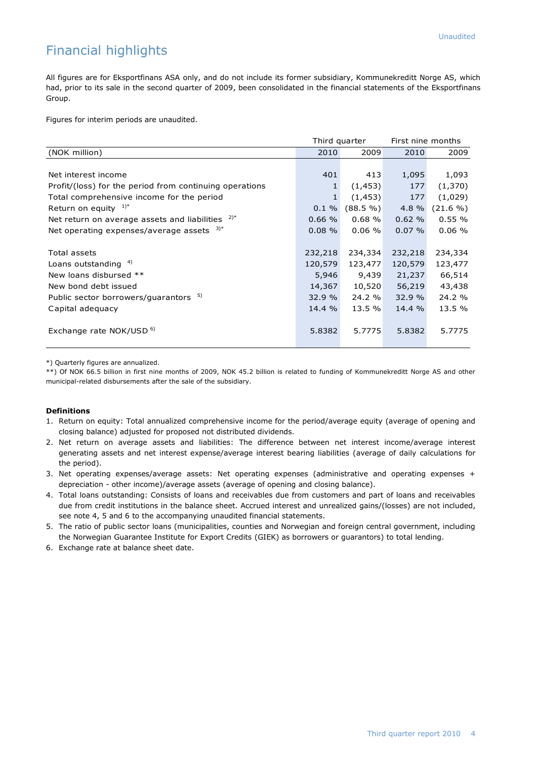Unaudited

# Financial highlights

All figures are for Eksportfinans ASA only, and do not include its former subsidiary, Kommunekreditt Norge AS, which had, prior to its sale in the second quarter of 2009, been consolidated in the financial statements of the Eksportfinans Group.

Figures for interim periods are unaudited.

| | Third quarter | | First nine months | |
|---|---|---|---|---|
| (NOK million) | 2010 | 2009 | 2010 | 2009 |
| Net interest income | 401 | 413 | 1,095 | 1,093 |
| Profit/(loss) for the period from continuing operations | 1 | (1,453) | 177 | (1,370) |
| Total comprehensive income for the period | 1 | (1,453) | 177 | (1,029) |
| Return on equity 1)* | 0.1 % | (88.5 %) | 4.8 % | (21.6 %) |
| Net return on average assets and liabilities 2)* | 0.66 % | 0.68 % | 0.62 % | 0.55 % |
| Net operating expenses/average assets 3)* | 0.08 % | 0.06 % | 0.07 % | 0.06 % |
| Total assets | 232,218 | 234,334 | 232,218 | 234,334 |
| Loans outstanding 4) | 120,579 | 123,477 | 120,579 | 123,477 |
| New loans disbursed ** | 5,946 | 9,439 | 21,237 | 66,514 |
| New bond debt issued | 14,367 | 10,520 | 56,219 | 43,438 |
| Public sector borrowers/guarantors 5) | 32.9 % | 24.2 % | 32.9 % | 24.2 % |
| Capital adequacy | 14.4 % | 13.5 % | 14.4 % | 13.5 % |
| Exchange rate NOK/USD 6) | 5.8382 | 5.7775 | 5.8382 | 5.7775 |

*) Quarterly figures are annualized.

**) Of NOK 66.5 billion in first nine months of 2009, NOK 45.2 billion is related to funding of Kommunekreditt Norge AS and other municipal-related disbursements after the sale of the subsidiary.

**Definitions**

1. Return on equity: Total annualized comprehensive income for the period/average equity (average of opening and closing balance) adjusted for proposed not distributed dividends.
2. Net return on average assets and liabilities: The difference between net interest income/average interest generating assets and net interest expense/average interest bearing liabilities (average of daily calculations for the period).
3. Net operating expenses/average assets: Net operating expenses (administrative and operating expenses + depreciation - other income)/average assets (average of opening and closing balance).
4. Total loans outstanding: Consists of loans and receivables due from customers and part of loans and receivables due from credit institutions in the balance sheet. Accrued interest and unrealized gains/(losses) are not included, see note 4, 5 and 6 to the accompanying unaudited financial statements.
5. The ratio of public sector loans (municipalities, counties and Norwegian and foreign central government, including the Norwegian Guarantee Institute for Export Credits (GIEK) as borrowers or guarantors) to total lending.
6. Exchange rate at balance sheet date.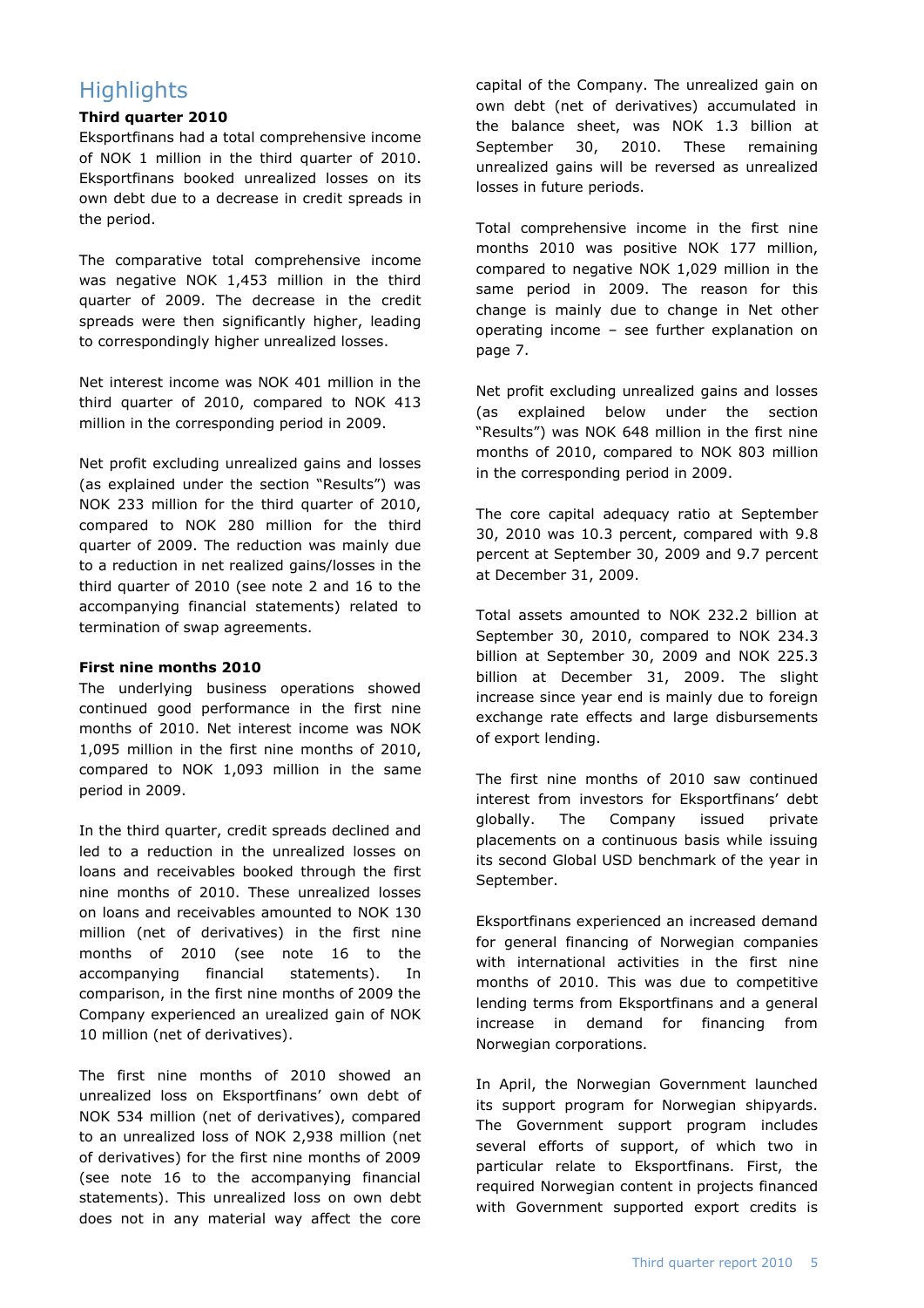# Highlights

**Third quarter 2010**

Eksportfinans had a total comprehensive income of NOK 1 million in the third quarter of 2010. Eksportfinans booked unrealized losses on its own debt due to a decrease in credit spreads in the period.

The comparative total comprehensive income was negative NOK 1,453 million in the third quarter of 2009. The decrease in the credit spreads were then significantly higher, leading to correspondingly higher unrealized losses.

Net interest income was NOK 401 million in the third quarter of 2010, compared to NOK 413 million in the corresponding period in 2009.

Net profit excluding unrealized gains and losses (as explained under the section "Results") was NOK 233 million for the third quarter of 2010, compared to NOK 280 million for the third quarter of 2009. The reduction was mainly due to a reduction in net realized gains/losses in the third quarter of 2010 (see note 2 and 16 to the accompanying financial statements) related to termination of swap agreements.

**First nine months 2010**

The underlying business operations showed continued good performance in the first nine months of 2010. Net interest income was NOK 1,095 million in the first nine months of 2010, compared to NOK 1,093 million in the same period in 2009.

In the third quarter, credit spreads declined and led to a reduction in the unrealized losses on loans and receivables booked through the first nine months of 2010. These unrealized losses on loans and receivables amounted to NOK 130 million (net of derivatives) in the first nine months of 2010 (see note 16 to the accompanying financial statements). In comparison, in the first nine months of 2009 the Company experienced an urealized gain of NOK 10 million (net of derivatives).

The first nine months of 2010 showed an unrealized loss on Eksportfinans' own debt of NOK 534 million (net of derivatives), compared to an unrealized loss of NOK 2,938 million (net of derivatives) for the first nine months of 2009 (see note 16 to the accompanying financial statements). This unrealized loss on own debt does not in any material way affect the core capital of the Company. The unrealized gain on own debt (net of derivatives) accumulated in the balance sheet, was NOK 1.3 billion at September 30, 2010. These remaining unrealized gains will be reversed as unrealized losses in future periods.

Total comprehensive income in the first nine months 2010 was positive NOK 177 million, compared to negative NOK 1,029 million in the same period in 2009. The reason for this change is mainly due to change in Net other operating income – see further explanation on page 7.

Net profit excluding unrealized gains and losses (as explained below under the section "Results") was NOK 648 million in the first nine months of 2010, compared to NOK 803 million in the corresponding period in 2009.

The core capital adequacy ratio at September 30, 2010 was 10.3 percent, compared with 9.8 percent at September 30, 2009 and 9.7 percent at December 31, 2009.

Total assets amounted to NOK 232.2 billion at September 30, 2010, compared to NOK 234.3 billion at September 30, 2009 and NOK 225.3 billion at December 31, 2009. The slight increase since year end is mainly due to foreign exchange rate effects and large disbursements of export lending.

The first nine months of 2010 saw continued interest from investors for Eksportfinans' debt globally. The Company issued private placements on a continuous basis while issuing its second Global USD benchmark of the year in September.

Eksportfinans experienced an increased demand for general financing of Norwegian companies with international activities in the first nine months of 2010. This was due to competitive lending terms from Eksportfinans and a general increase in demand for financing from Norwegian corporations.

In April, the Norwegian Government launched its support program for Norwegian shipyards. The Government support program includes several efforts of support, of which two in particular relate to Eksportfinans. First, the required Norwegian content in projects financed with Government supported export credits is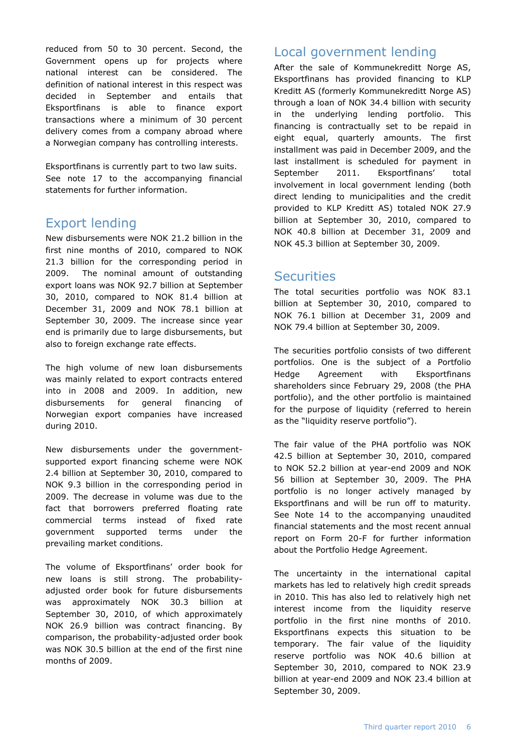reduced from 50 to 30 percent. Second, the Government opens up for projects where national interest can be considered. The definition of national interest in this respect was decided in September and entails that Eksportfinans is able to finance export transactions where a minimum of 30 percent delivery comes from a company abroad where a Norwegian company has controlling interests.

Eksportfinans is currently part to two law suits. See note 17 to the accompanying financial statements for further information.

## Export lending

New disbursements were NOK 21.2 billion in the first nine months of 2010, compared to NOK 21.3 billion for the corresponding period in 2009. The nominal amount of outstanding export loans was NOK 92.7 billion at September 30, 2010, compared to NOK 81.4 billion at December 31, 2009 and NOK 78.1 billion at September 30, 2009. The increase since year end is primarily due to large disbursements, but also to foreign exchange rate effects.

The high volume of new loan disbursements was mainly related to export contracts entered into in 2008 and 2009. In addition, new disbursements for general financing of Norwegian export companies have increased during 2010.

New disbursements under the government-supported export financing scheme were NOK 2.4 billion at September 30, 2010, compared to NOK 9.3 billion in the corresponding period in 2009. The decrease in volume was due to the fact that borrowers preferred floating rate commercial terms instead of fixed rate government supported terms under the prevailing market conditions.

The volume of Eksportfinans' order book for new loans is still strong. The probability-adjusted order book for future disbursements was approximately NOK 30.3 billion at September 30, 2010, of which approximately NOK 26.9 billion was contract financing. By comparison, the probability-adjusted order book was NOK 30.5 billion at the end of the first nine months of 2009.

## Local government lending

After the sale of Kommunekreditt Norge AS, Eksportfinans has provided financing to KLP Kreditt AS (formerly Kommunekreditt Norge AS) through a loan of NOK 34.4 billion with security in the underlying lending portfolio. This financing is contractually set to be repaid in eight equal, quarterly amounts. The first installment was paid in December 2009, and the last installment is scheduled for payment in September 2011. Eksportfinans' total involvement in local government lending (both direct lending to municipalities and the credit provided to KLP Kreditt AS) totaled NOK 27.9 billion at September 30, 2010, compared to NOK 40.8 billion at December 31, 2009 and NOK 45.3 billion at September 30, 2009.

## Securities

The total securities portfolio was NOK 83.1 billion at September 30, 2010, compared to NOK 76.1 billion at December 31, 2009 and NOK 79.4 billion at September 30, 2009.

The securities portfolio consists of two different portfolios. One is the subject of a Portfolio Hedge Agreement with Eksportfinans shareholders since February 29, 2008 (the PHA portfolio), and the other portfolio is maintained for the purpose of liquidity (referred to herein as the "liquidity reserve portfolio").

The fair value of the PHA portfolio was NOK 42.5 billion at September 30, 2010, compared to NOK 52.2 billion at year-end 2009 and NOK 56 billion at September 30, 2009. The PHA portfolio is no longer actively managed by Eksportfinans and will be run off to maturity. See Note 14 to the accompanying unaudited financial statements and the most recent annual report on Form 20-F for further information about the Portfolio Hedge Agreement.

The uncertainty in the international capital markets has led to relatively high credit spreads in 2010. This has also led to relatively high net interest income from the liquidity reserve portfolio in the first nine months of 2010. Eksportfinans expects this situation to be temporary. The fair value of the liquidity reserve portfolio was NOK 40.6 billion at September 30, 2010, compared to NOK 23.9 billion at year-end 2009 and NOK 23.4 billion at September 30, 2009.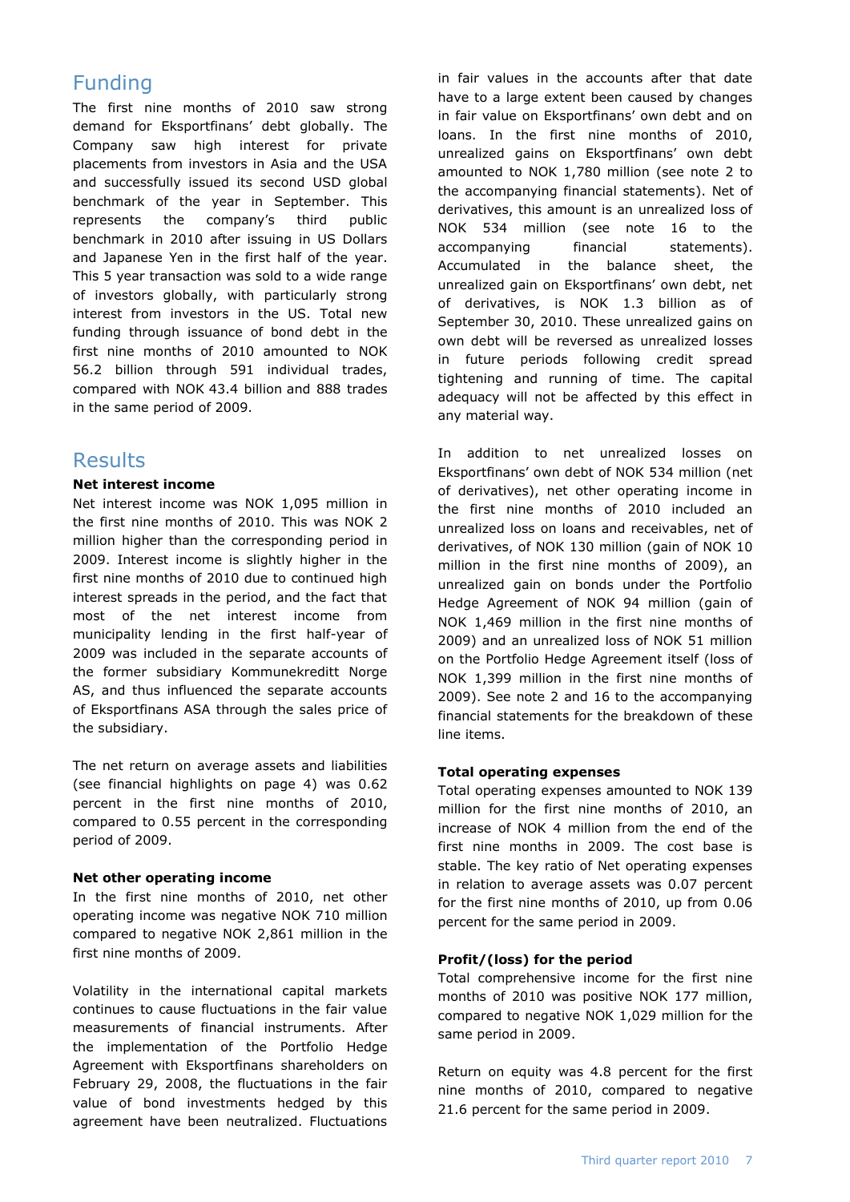## Funding

The first nine months of 2010 saw strong demand for Eksportfinans' debt globally. The Company saw high interest for private placements from investors in Asia and the USA and successfully issued its second USD global benchmark of the year in September. This represents the company's third public benchmark in 2010 after issuing in US Dollars and Japanese Yen in the first half of the year. This 5 year transaction was sold to a wide range of investors globally, with particularly strong interest from investors in the US. Total new funding through issuance of bond debt in the first nine months of 2010 amounted to NOK 56.2 billion through 591 individual trades, compared with NOK 43.4 billion and 888 trades in the same period of 2009.

## Results

**Net interest income**

Net interest income was NOK 1,095 million in the first nine months of 2010. This was NOK 2 million higher than the corresponding period in 2009. Interest income is slightly higher in the first nine months of 2010 due to continued high interest spreads in the period, and the fact that most of the net interest income from municipality lending in the first half-year of 2009 was included in the separate accounts of the former subsidiary Kommunekreditt Norge AS, and thus influenced the separate accounts of Eksportfinans ASA through the sales price of the subsidiary.

The net return on average assets and liabilities (see financial highlights on page 4) was 0.62 percent in the first nine months of 2010, compared to 0.55 percent in the corresponding period of 2009.

**Net other operating income**

In the first nine months of 2010, net other operating income was negative NOK 710 million compared to negative NOK 2,861 million in the first nine months of 2009.

Volatility in the international capital markets continues to cause fluctuations in the fair value measurements of financial instruments. After the implementation of the Portfolio Hedge Agreement with Eksportfinans shareholders on February 29, 2008, the fluctuations in the fair value of bond investments hedged by this agreement have been neutralized. Fluctuations in fair values in the accounts after that date have to a large extent been caused by changes in fair value on Eksportfinans' own debt and on loans. In the first nine months of 2010, unrealized gains on Eksportfinans' own debt amounted to NOK 1,780 million (see note 2 to the accompanying financial statements). Net of derivatives, this amount is an unrealized loss of NOK 534 million (see note 16 to the accompanying financial statements). Accumulated in the balance sheet, the unrealized gain on Eksportfinans' own debt, net of derivatives, is NOK 1.3 billion as of September 30, 2010. These unrealized gains on own debt will be reversed as unrealized losses in future periods following credit spread tightening and running of time. The capital adequacy will not be affected by this effect in any material way.

In addition to net unrealized losses on Eksportfinans' own debt of NOK 534 million (net of derivatives), net other operating income in the first nine months of 2010 included an unrealized loss on loans and receivables, net of derivatives, of NOK 130 million (gain of NOK 10 million in the first nine months of 2009), an unrealized gain on bonds under the Portfolio Hedge Agreement of NOK 94 million (gain of NOK 1,469 million in the first nine months of 2009) and an unrealized loss of NOK 51 million on the Portfolio Hedge Agreement itself (loss of NOK 1,399 million in the first nine months of 2009). See note 2 and 16 to the accompanying financial statements for the breakdown of these line items.

**Total operating expenses**

Total operating expenses amounted to NOK 139 million for the first nine months of 2010, an increase of NOK 4 million from the end of the first nine months in 2009. The cost base is stable. The key ratio of Net operating expenses in relation to average assets was 0.07 percent for the first nine months of 2010, up from 0.06 percent for the same period in 2009.

**Profit/(loss) for the period**

Total comprehensive income for the first nine months of 2010 was positive NOK 177 million, compared to negative NOK 1,029 million for the same period in 2009.

Return on equity was 4.8 percent for the first nine months of 2010, compared to negative 21.6 percent for the same period in 2009.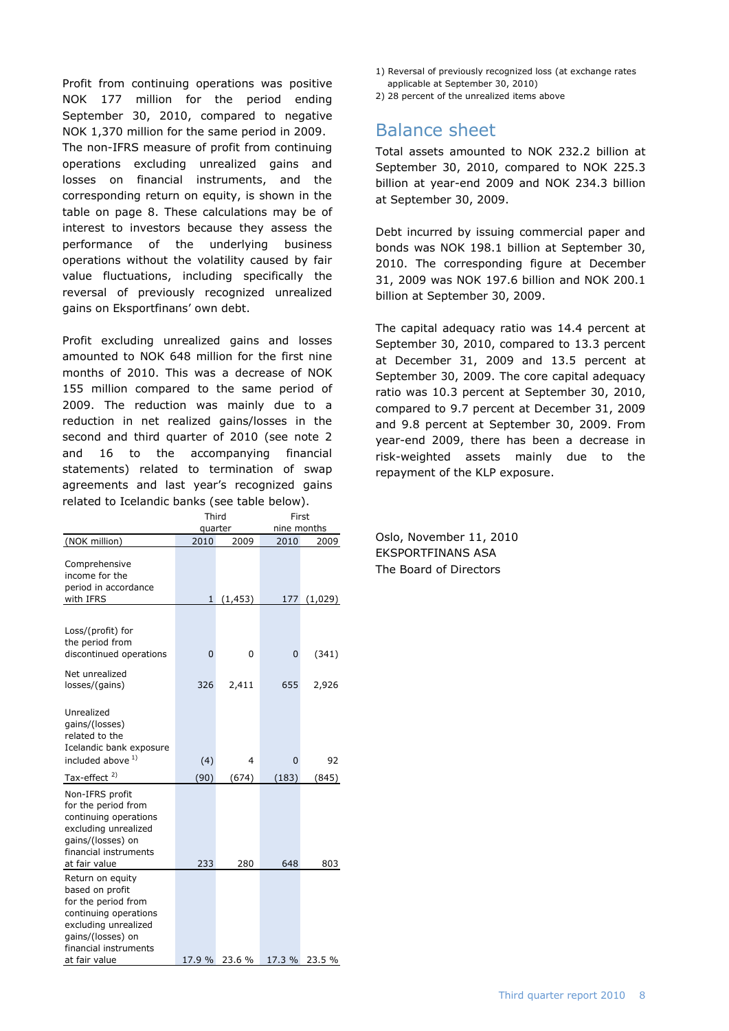Profit from continuing operations was positive NOK 177 million for the period ending September 30, 2010, compared to negative NOK 1,370 million for the same period in 2009. The non-IFRS measure of profit from continuing operations excluding unrealized gains and losses on financial instruments, and the corresponding return on equity, is shown in the table on page 8. These calculations may be of interest to investors because they assess the performance of the underlying business operations without the volatility caused by fair value fluctuations, including specifically the reversal of previously recognized unrealized gains on Eksportfinans' own debt.

Profit excluding unrealized gains and losses amounted to NOK 648 million for the first nine months of 2010. This was a decrease of NOK 155 million compared to the same period of 2009. The reduction was mainly due to a reduction in net realized gains/losses in the second and third quarter of 2010 (see note 2 and 16 to the accompanying financial statements) related to termination of swap agreements and last year's recognized gains related to Icelandic banks (see table below).

| | Third quarter | | First nine months | |
|---|---|---|---|---|
| (NOK million) | 2010 | 2009 | 2010 | 2009 |
| Comprehensive income for the period in accordance with IFRS | 1 | (1,453) | 177 | (1,029) |
| Loss/(profit) for the period from discontinued operations | 0 | 0 | 0 | (341) |
| Net unrealized losses/(gains) | 326 | 2,411 | 655 | 2,926 |
| Unrealized gains/(losses) related to the Icelandic bank exposure included above [1] | (4) | 4 | 0 | 92 |
| Tax-effect [2] | (90) | (674) | (183) | (845) |
| Non-IFRS profit for the period from continuing operations excluding unrealized gains/(losses) on financial instruments at fair value | 233 | 280 | 648 | 803 |
| Return on equity based on profit for the period from continuing operations excluding unrealized gains/(losses) on financial instruments at fair value | 17.9 % | 23.6 % | 17.3 % | 23.5 % |

1) Reversal of previously recognized loss (at exchange rates applicable at September 30, 2010)
2) 28 percent of the unrealized items above

## Balance sheet

Total assets amounted to NOK 232.2 billion at September 30, 2010, compared to NOK 225.3 billion at year-end 2009 and NOK 234.3 billion at September 30, 2009.

Debt incurred by issuing commercial paper and bonds was NOK 198.1 billion at September 30, 2010. The corresponding figure at December 31, 2009 was NOK 197.6 billion and NOK 200.1 billion at September 30, 2009.

The capital adequacy ratio was 14.4 percent at September 30, 2010, compared to 13.3 percent at December 31, 2009 and 13.5 percent at September 30, 2009. The core capital adequacy ratio was 10.3 percent at September 30, 2010, compared to 9.7 percent at December 31, 2009 and 9.8 percent at September 30, 2009. From year-end 2009, there has been a decrease in risk-weighted assets mainly due to the repayment of the KLP exposure.

Oslo, November 11, 2010
EKSPORTFINANS ASA
The Board of Directors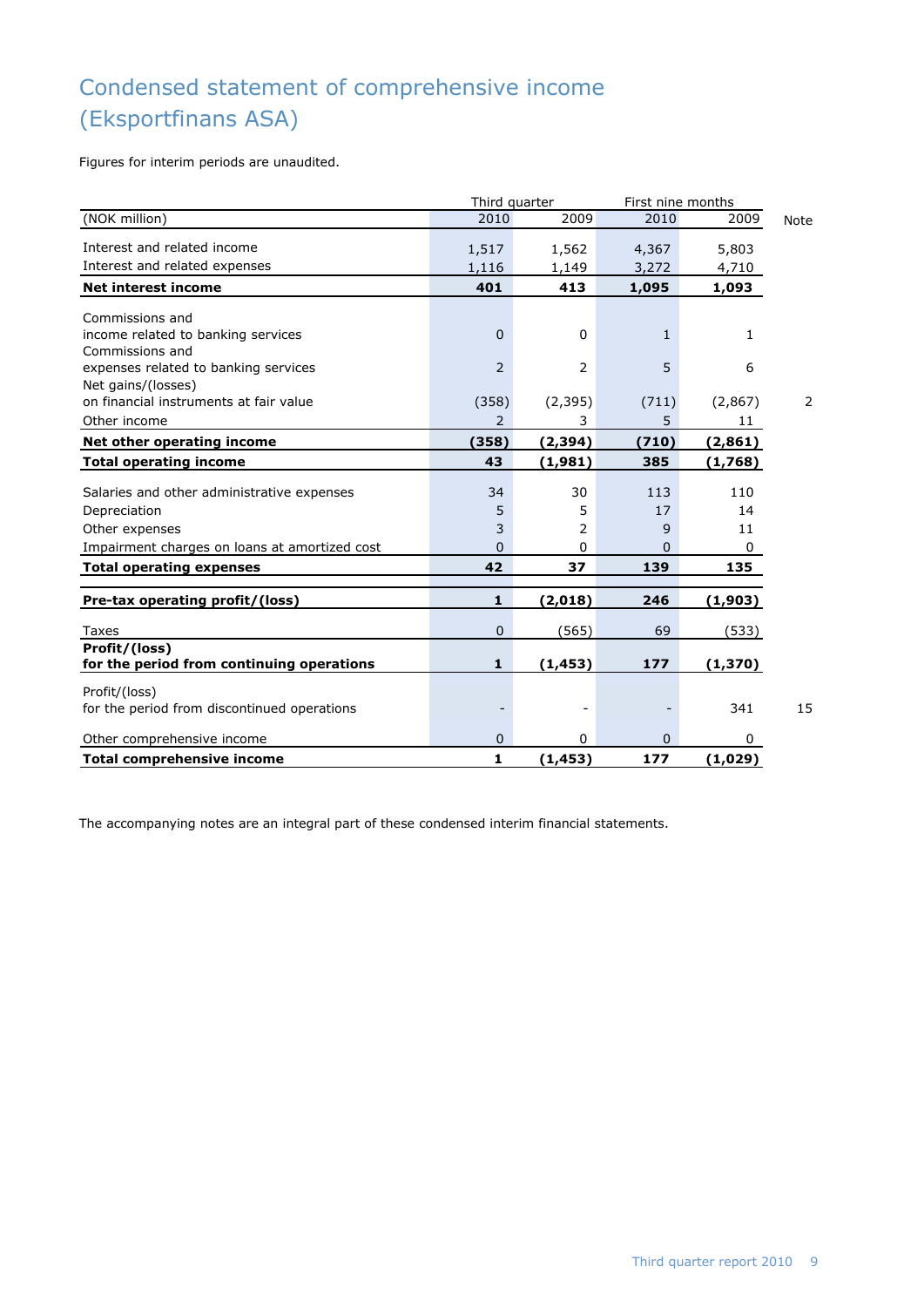# Condensed statement of comprehensive income (Eksportfinans ASA)

Figures for interim periods are unaudited.

| (NOK million) | Third quarter 2010 | Third quarter 2009 | First nine months 2010 | First nine months 2009 | Note |
|---|---|---|---|---|---|
| Interest and related income | 1,517 | 1,562 | 4,367 | 5,803 | |
| Interest and related expenses | 1,116 | 1,149 | 3,272 | 4,710 | |
| **Net interest income** | **401** | **413** | **1,095** | **1,093** | |
| Commissions and income related to banking services | 0 | 0 | 1 | 1 | |
| Commissions and expenses related to banking services | 2 | 2 | 5 | 6 | |
| Net gains/(losses) on financial instruments at fair value | (358) | (2,395) | (711) | (2,867) | 2 |
| Other income | 2 | 3 | 5 | 11 | |
| **Net other operating income** | **(358)** | **(2,394)** | **(710)** | **(2,861)** | |
| **Total operating income** | **43** | **(1,981)** | **385** | **(1,768)** | |
| Salaries and other administrative expenses | 34 | 30 | 113 | 110 | |
| Depreciation | 5 | 5 | 17 | 14 | |
| Other expenses | 3 | 2 | 9 | 11 | |
| Impairment charges on loans at amortized cost | 0 | 0 | 0 | 0 | |
| **Total operating expenses** | **42** | **37** | **139** | **135** | |
| **Pre-tax operating profit/(loss)** | **1** | **(2,018)** | **246** | **(1,903)** | |
| Taxes | 0 | (565) | 69 | (533) | |
| **Profit/(loss) for the period from continuing operations** | **1** | **(1,453)** | **177** | **(1,370)** | |
| Profit/(loss) for the period from discontinued operations | - | - | - | 341 | 15 |
| Other comprehensive income | 0 | 0 | 0 | 0 | |
| **Total comprehensive income** | **1** | **(1,453)** | **177** | **(1,029)** | |

The accompanying notes are an integral part of these condensed interim financial statements.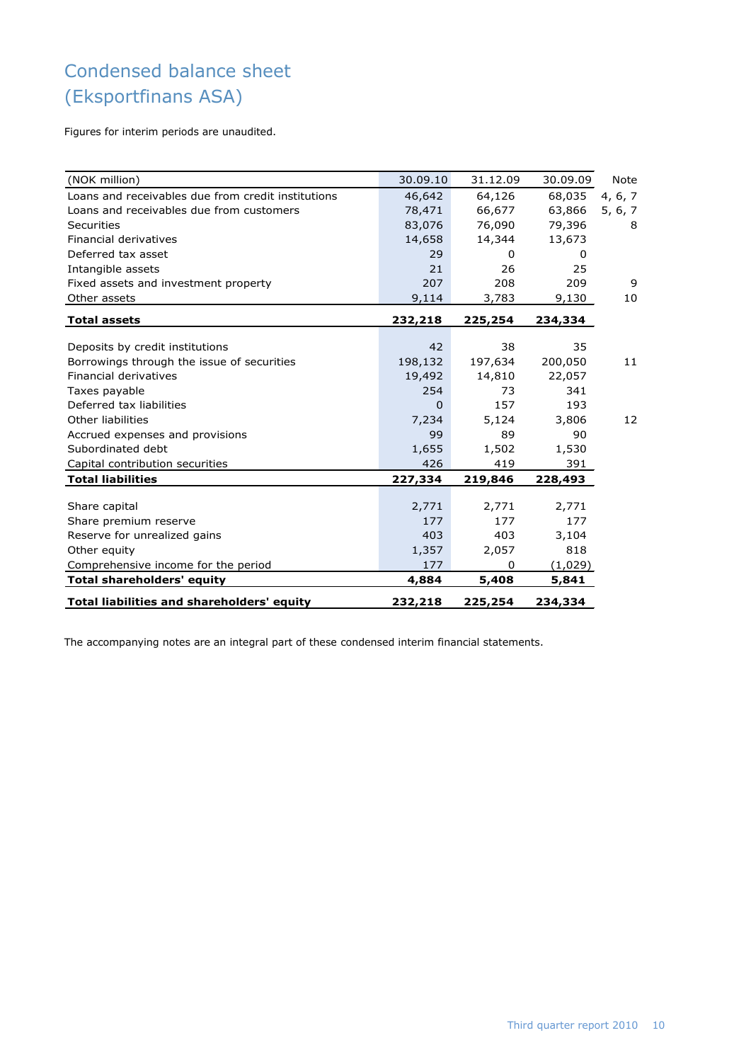# Condensed balance sheet
# (Eksportfinans ASA)

Figures for interim periods are unaudited.

| (NOK million) | 30.09.10 | 31.12.09 | 30.09.09 | Note |
|---|---|---|---|---|
| Loans and receivables due from credit institutions | 46,642 | 64,126 | 68,035 | 4, 6, 7 |
| Loans and receivables due from customers | 78,471 | 66,677 | 63,866 | 5, 6, 7 |
| Securities | 83,076 | 76,090 | 79,396 | 8 |
| Financial derivatives | 14,658 | 14,344 | 13,673 | |
| Deferred tax asset | 29 | 0 | 0 | |
| Intangible assets | 21 | 26 | 25 | |
| Fixed assets and investment property | 207 | 208 | 209 | 9 |
| Other assets | 9,114 | 3,783 | 9,130 | 10 |
| **Total assets** | **232,218** | **225,254** | **234,334** | |
| | | | | |
| Deposits by credit institutions | 42 | 38 | 35 | |
| Borrowings through the issue of securities | 198,132 | 197,634 | 200,050 | 11 |
| Financial derivatives | 19,492 | 14,810 | 22,057 | |
| Taxes payable | 254 | 73 | 341 | |
| Deferred tax liabilities | 0 | 157 | 193 | |
| Other liabilities | 7,234 | 5,124 | 3,806 | 12 |
| Accrued expenses and provisions | 99 | 89 | 90 | |
| Subordinated debt | 1,655 | 1,502 | 1,530 | |
| Capital contribution securities | 426 | 419 | 391 | |
| **Total liabilities** | **227,334** | **219,846** | **228,493** | |
| | | | | |
| Share capital | 2,771 | 2,771 | 2,771 | |
| Share premium reserve | 177 | 177 | 177 | |
| Reserve for unrealized gains | 403 | 403 | 3,104 | |
| Other equity | 1,357 | 2,057 | 818 | |
| Comprehensive income for the period | 177 | 0 | (1,029) | |
| **Total shareholders' equity** | **4,884** | **5,408** | **5,841** | |
| | | | | |
| **Total liabilities and shareholders' equity** | **232,218** | **225,254** | **234,334** | |

The accompanying notes are an integral part of these condensed interim financial statements.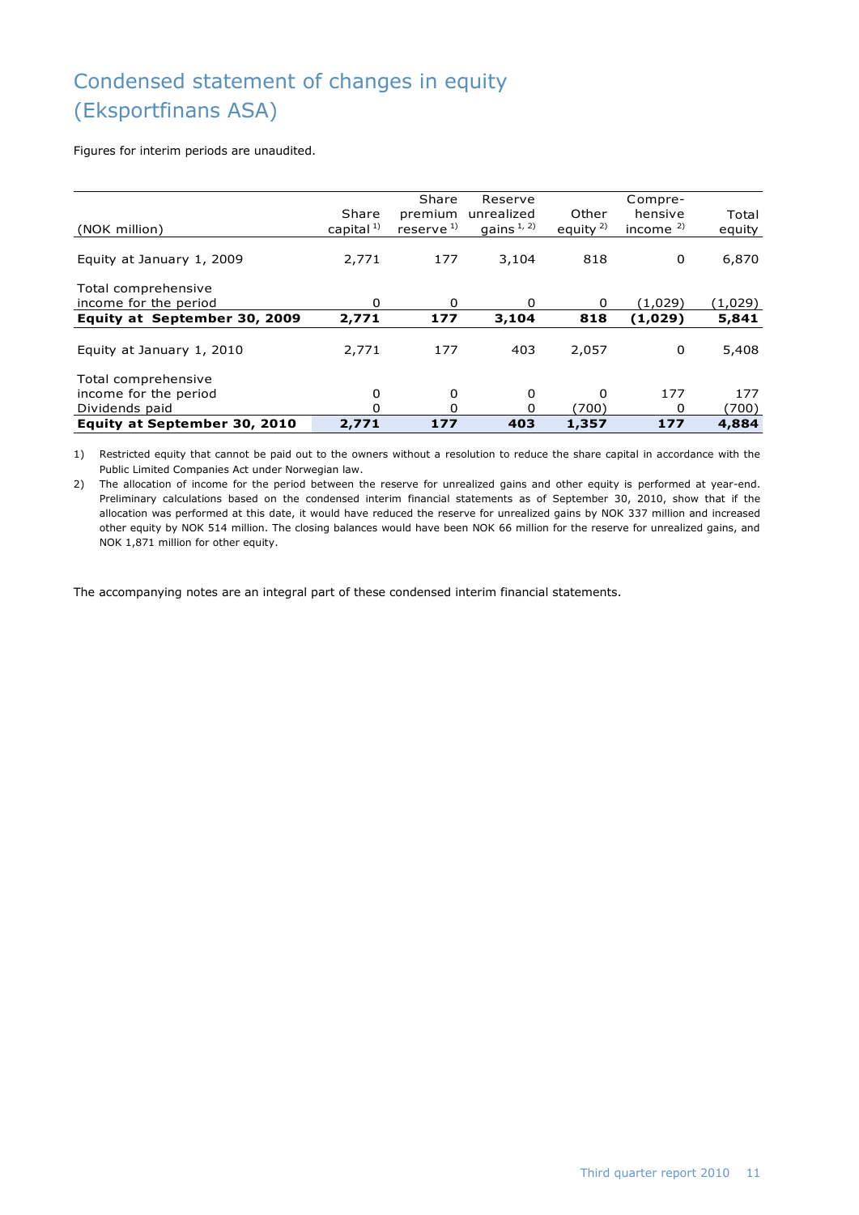# Condensed statement of changes in equity (Eksportfinans ASA)

Figures for interim periods are unaudited.

| (NOK million) | Share capital [1)] | Share premium reserve [1)] | Reserve unrealized gains [1, 2)] | Other equity [2)] | Compre-hensive income [2)] | Total equity |
|---|---|---|---|---|---|---|
| Equity at January 1, 2009 | 2,771 | 177 | 3,104 | 818 | 0 | 6,870 |
| Total comprehensive income for the period | 0 | 0 | 0 | 0 | (1,029) | (1,029) |
| **Equity at September 30, 2009** | **2,771** | **177** | **3,104** | **818** | **(1,029)** | **5,841** |
| Equity at January 1, 2010 | 2,771 | 177 | 403 | 2,057 | 0 | 5,408 |
| Total comprehensive income for the period | 0 | 0 | 0 | 0 | 177 | 177 |
| Dividends paid | 0 | 0 | 0 | (700) | 0 | (700) |
| **Equity at September 30, 2010** | **2,771** | **177** | **403** | **1,357** | **177** | **4,884** |

1) Restricted equity that cannot be paid out to the owners without a resolution to reduce the share capital in accordance with the Public Limited Companies Act under Norwegian law.

2) The allocation of income for the period between the reserve for unrealized gains and other equity is performed at year-end. Preliminary calculations based on the condensed interim financial statements as of September 30, 2010, show that if the allocation was performed at this date, it would have reduced the reserve for unrealized gains by NOK 337 million and increased other equity by NOK 514 million. The closing balances would have been NOK 66 million for the reserve for unrealized gains, and NOK 1,871 million for other equity.

The accompanying notes are an integral part of these condensed interim financial statements.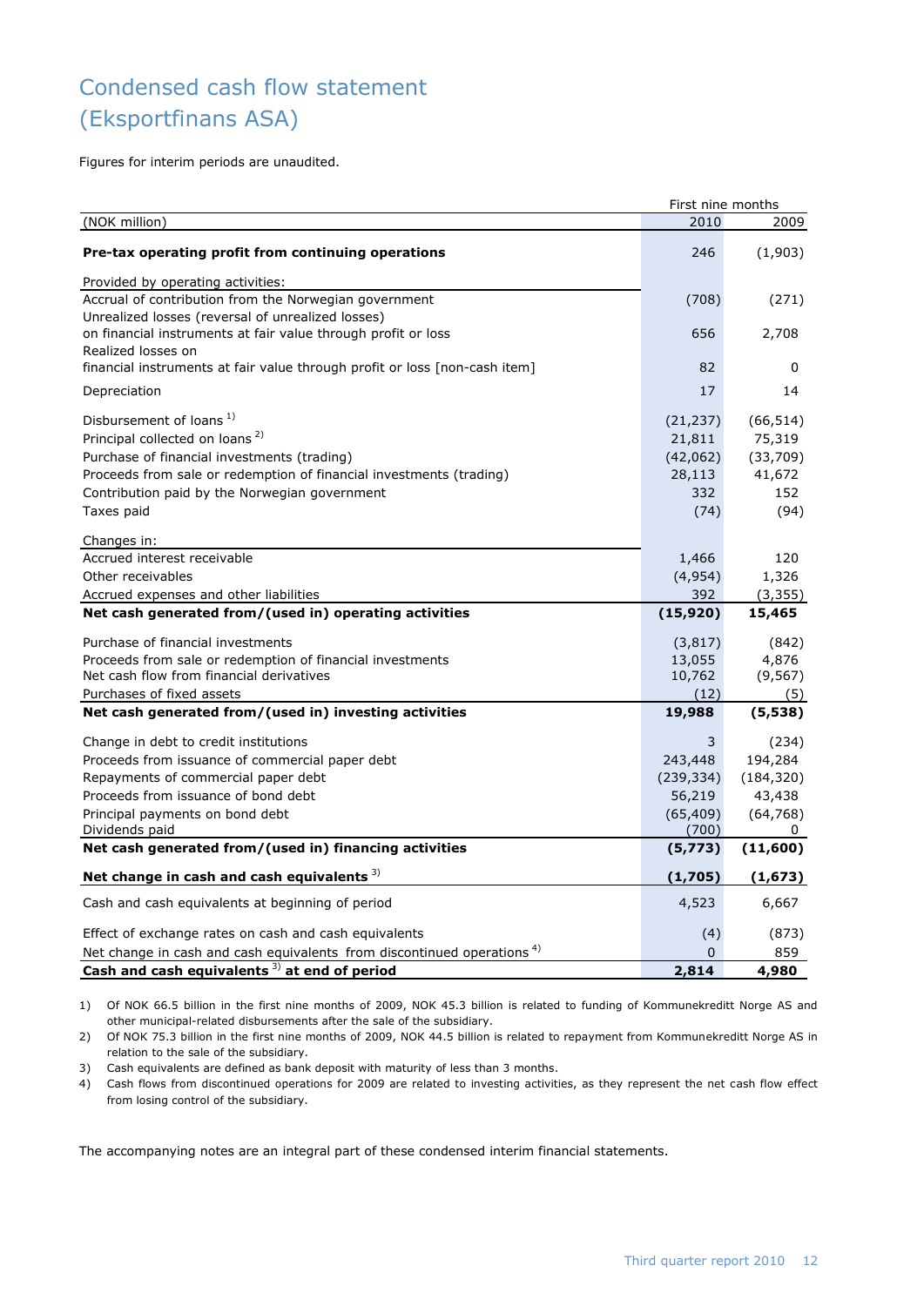# Condensed cash flow statement (Eksportfinans ASA)

Figures for interim periods are unaudited.

| (NOK million) | First nine months 2010 | 2009 |
|---|---|---|
| **Pre-tax operating profit from continuing operations** | 246 | (1,903) |
| Provided by operating activities: | | |
| Accrual of contribution from the Norwegian government | (708) | (271) |
| Unrealized losses (reversal of unrealized losses) on financial instruments at fair value through profit or loss | 656 | 2,708 |
| Realized losses on financial instruments at fair value through profit or loss [non-cash item] | 82 | 0 |
| Depreciation | 17 | 14 |
| Disbursement of loans [1] | (21,237) | (66,514) |
| Principal collected on loans [2] | 21,811 | 75,319 |
| Purchase of financial investments (trading) | (42,062) | (33,709) |
| Proceeds from sale or redemption of financial investments (trading) | 28,113 | 41,672 |
| Contribution paid by the Norwegian government | 332 | 152 |
| Taxes paid | (74) | (94) |
| Changes in: | | |
| Accrued interest receivable | 1,466 | 120 |
| Other receivables | (4,954) | 1,326 |
| Accrued expenses and other liabilities | 392 | (3,355) |
| **Net cash generated from/(used in) operating activities** | **(15,920)** | **15,465** |
| Purchase of financial investments | (3,817) | (842) |
| Proceeds from sale or redemption of financial investments | 13,055 | 4,876 |
| Net cash flow from financial derivatives | 10,762 | (9,567) |
| Purchases of fixed assets | (12) | (5) |
| **Net cash generated from/(used in) investing activities** | **19,988** | **(5,538)** |
| Change in debt to credit institutions | 3 | (234) |
| Proceeds from issuance of commercial paper debt | 243,448 | 194,284 |
| Repayments of commercial paper debt | (239,334) | (184,320) |
| Proceeds from issuance of bond debt | 56,219 | 43,438 |
| Principal payments on bond debt | (65,409) | (64,768) |
| Dividends paid | (700) | 0 |
| **Net cash generated from/(used in) financing activities** | **(5,773)** | **(11,600)** |
| **Net change in cash and cash equivalents [3]** | **(1,705)** | **(1,673)** |
| Cash and cash equivalents at beginning of period | 4,523 | 6,667 |
| Effect of exchange rates on cash and cash equivalents | (4) | (873) |
| Net change in cash and cash equivalents from discontinued operations [4] | 0 | 859 |
| **Cash and cash equivalents [3] at end of period** | **2,814** | **4,980** |

1) Of NOK 66.5 billion in the first nine months of 2009, NOK 45.3 billion is related to funding of Kommunekreditt Norge AS and other municipal-related disbursements after the sale of the subsidiary.
2) Of NOK 75.3 billion in the first nine months of 2009, NOK 44.5 billion is related to repayment from Kommunekreditt Norge AS in relation to the sale of the subsidiary.
3) Cash equivalents are defined as bank deposit with maturity of less than 3 months.
4) Cash flows from discontinued operations for 2009 are related to investing activities, as they represent the net cash flow effect from losing control of the subsidiary.

The accompanying notes are an integral part of these condensed interim financial statements.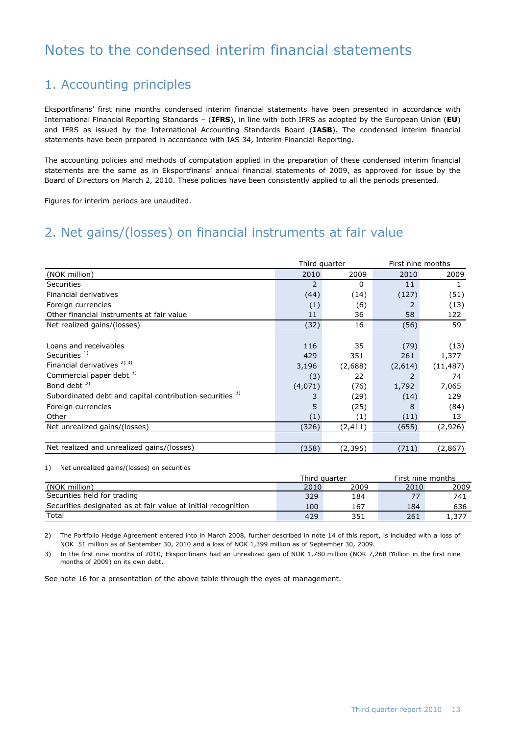# Notes to the condensed interim financial statements

## 1. Accounting principles

Eksportfinans' first nine months condensed interim financial statements have been presented in accordance with International Financial Reporting Standards – (**IFRS**), in line with both IFRS as adopted by the European Union (**EU**) and IFRS as issued by the International Accounting Standards Board (**IASB**). The condensed interim financial statements have been prepared in accordance with IAS 34, Interim Financial Reporting.

The accounting policies and methods of computation applied in the preparation of these condensed interim financial statements are the same as in Eksportfinans' annual financial statements of 2009, as approved for issue by the Board of Directors on March 2, 2010. These policies have been consistently applied to all the periods presented.

Figures for interim periods are unaudited.

## 2. Net gains/(losses) on financial instruments at fair value

| | Third quarter | | First nine months | |
|---|---|---|---|---|
| (NOK million) | 2010 | 2009 | 2010 | 2009 |
| Securities | 2 | 0 | 11 | 1 |
| Financial derivatives | (44) | (14) | (127) | (51) |
| Foreign currencies | (1) | (6) | 2 | (13) |
| Other financial instruments at fair value | 11 | 36 | 58 | 122 |
| Net realized gains/(losses) | (32) | 16 | (56) | 59 |
| | | | | |
| Loans and receivables | 116 | 35 | (79) | (13) |
| Securities [1] | 429 | 351 | 261 | 1,377 |
| Financial derivatives [2] [3] | 3,196 | (2,688) | (2,614) | (11,487) |
| Commercial paper debt [3] | (3) | 22 | 2 | 74 |
| Bond debt [3] | (4,071) | (76) | 1,792 | 7,065 |
| Subordinated debt and capital contribution securities [3] | 3 | (29) | (14) | 129 |
| Foreign currencies | 5 | (25) | 8 | (84) |
| Other | (1) | (1) | (11) | 13 |
| Net unrealized gains/(losses) | (326) | (2,411) | (655) | (2,926) |
| | | | | |
| Net realized and unrealized gains/(losses) | (358) | (2,395) | (711) | (2,867) |

1) Net unrealized gains/(losses) on securities

| | Third quarter | | First nine months | |
|---|---|---|---|---|
| (NOK million) | 2010 | 2009 | 2010 | 2009 |
| Securities held for trading | 329 | 184 | 77 | 741 |
| Securities designated as at fair value at initial recognition | 100 | 167 | 184 | 636 |
| Total | 429 | 351 | 261 | 1,377 |

2) The Portfolio Hedge Agreement entered into in March 2008, further described in note 14 of this report, is included with a loss of NOK 51 million as of September 30, 2010 and a loss of NOK 1,399 million as of September 30, 2009.

3) In the first nine months of 2010, Eksportfinans had an unrealized gain of NOK 1,780 million (NOK 7,268 million in the first nine months of 2009) on its own debt.

See note 16 for a presentation of the above table through the eyes of management.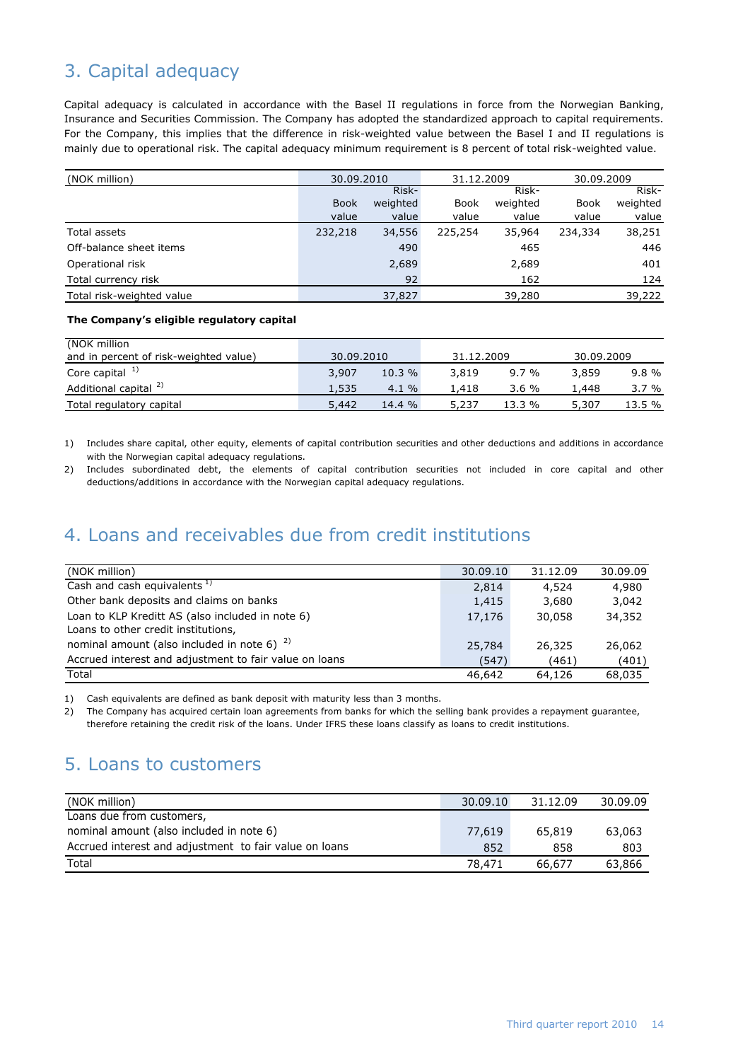## 3. Capital adequacy

Capital adequacy is calculated in accordance with the Basel II regulations in force from the Norwegian Banking, Insurance and Securities Commission. The Company has adopted the standardized approach to capital requirements. For the Company, this implies that the difference in risk-weighted value between the Basel I and II regulations is mainly due to operational risk. The capital adequacy minimum requirement is 8 percent of total risk-weighted value.

| (NOK million) | 30.09.2010 | | 31.12.2009 | | 30.09.2009 | |
|---|---|---|---|---|---|---|
| | Book value | Risk-weighted value | Book value | Risk-weighted value | Book value | Risk-weighted value |
| Total assets | 232,218 | 34,556 | 225,254 | 35,964 | 234,334 | 38,251 |
| Off-balance sheet items | | 490 | | 465 | | 446 |
| Operational risk | | 2,689 | | 2,689 | | 401 |
| Total currency risk | | 92 | | 162 | | 124 |
| Total risk-weighted value | | 37,827 | | 39,280 | | 39,222 |

**The Company's eligible regulatory capital**

| (NOK million and in percent of risk-weighted value) | 30.09.2010 | | 31.12.2009 | | 30.09.2009 | |
|---|---|---|---|---|---|---|
| Core capital [1] | 3,907 | 10.3 % | 3,819 | 9.7 % | 3,859 | 9.8 % |
| Additional capital [2] | 1,535 | 4.1 % | 1,418 | 3.6 % | 1,448 | 3.7 % |
| Total regulatory capital | 5,442 | 14.4 % | 5,237 | 13.3 % | 5,307 | 13.5 % |

1) Includes share capital, other equity, elements of capital contribution securities and other deductions and additions in accordance with the Norwegian capital adequacy regulations.

2) Includes subordinated debt, the elements of capital contribution securities not included in core capital and other deductions/additions in accordance with the Norwegian capital adequacy regulations.

## 4. Loans and receivables due from credit institutions

| (NOK million) | 30.09.10 | 31.12.09 | 30.09.09 |
|---|---|---|---|
| Cash and cash equivalents [1] | 2,814 | 4,524 | 4,980 |
| Other bank deposits and claims on banks | 1,415 | 3,680 | 3,042 |
| Loan to KLP Kreditt AS (also included in note 6) | 17,176 | 30,058 | 34,352 |
| Loans to other credit institutions, nominal amount (also included in note 6) [2] | 25,784 | 26,325 | 26,062 |
| Accrued interest and adjustment to fair value on loans | (547) | (461) | (401) |
| Total | 46,642 | 64,126 | 68,035 |

1) Cash equivalents are defined as bank deposit with maturity less than 3 months.

2) The Company has acquired certain loan agreements from banks for which the selling bank provides a repayment guarantee, therefore retaining the credit risk of the loans. Under IFRS these loans classify as loans to credit institutions.

## 5. Loans to customers

| (NOK million) | 30.09.10 | 31.12.09 | 30.09.09 |
|---|---|---|---|
| Loans due from customers, nominal amount (also included in note 6) | 77,619 | 65,819 | 63,063 |
| Accrued interest and adjustment to fair value on loans | 852 | 858 | 803 |
| Total | 78,471 | 66,677 | 63,866 |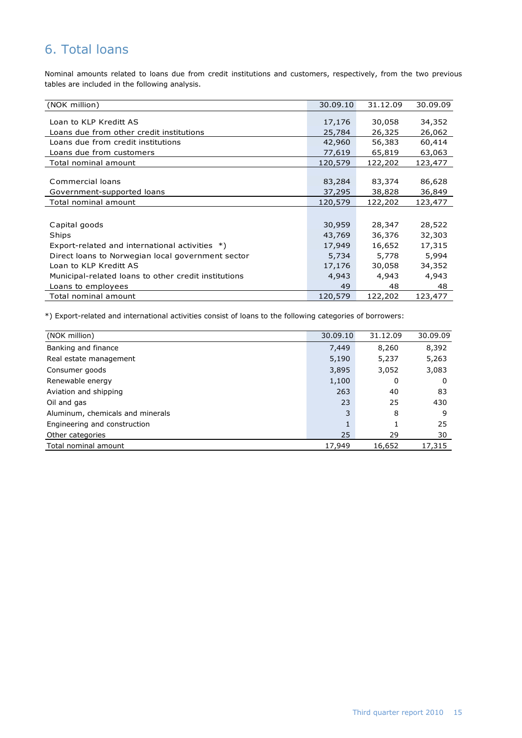## 6. Total loans

Nominal amounts related to loans due from credit institutions and customers, respectively, from the two previous tables are included in the following analysis.

| (NOK million) | 30.09.10 | 31.12.09 | 30.09.09 |
|---|---|---|---|
| Loan to KLP Kreditt AS | 17,176 | 30,058 | 34,352 |
| Loans due from other credit institutions | 25,784 | 26,325 | 26,062 |
| Loans due from credit institutions | 42,960 | 56,383 | 60,414 |
| Loans due from customers | 77,619 | 65,819 | 63,063 |
| Total nominal amount | 120,579 | 122,202 | 123,477 |
| | | | |
| Commercial loans | 83,284 | 83,374 | 86,628 |
| Government-supported loans | 37,295 | 38,828 | 36,849 |
| Total nominal amount | 120,579 | 122,202 | 123,477 |
| | | | |
| Capital goods | 30,959 | 28,347 | 28,522 |
| Ships | 43,769 | 36,376 | 32,303 |
| Export-related and international activities *) | 17,949 | 16,652 | 17,315 |
| Direct loans to Norwegian local government sector | 5,734 | 5,778 | 5,994 |
| Loan to KLP Kreditt AS | 17,176 | 30,058 | 34,352 |
| Municipal-related loans to other credit institutions | 4,943 | 4,943 | 4,943 |
| Loans to employees | 49 | 48 | 48 |
| Total nominal amount | 120,579 | 122,202 | 123,477 |

*) Export-related and international activities consist of loans to the following categories of borrowers:

| (NOK million) | 30.09.10 | 31.12.09 | 30.09.09 |
|---|---|---|---|
| Banking and finance | 7,449 | 8,260 | 8,392 |
| Real estate management | 5,190 | 5,237 | 5,263 |
| Consumer goods | 3,895 | 3,052 | 3,083 |
| Renewable energy | 1,100 | 0 | 0 |
| Aviation and shipping | 263 | 40 | 83 |
| Oil and gas | 23 | 25 | 430 |
| Aluminum, chemicals and minerals | 3 | 8 | 9 |
| Engineering and construction | 1 | 1 | 25 |
| Other categories | 25 | 29 | 30 |
| Total nominal amount | 17,949 | 16,652 | 17,315 |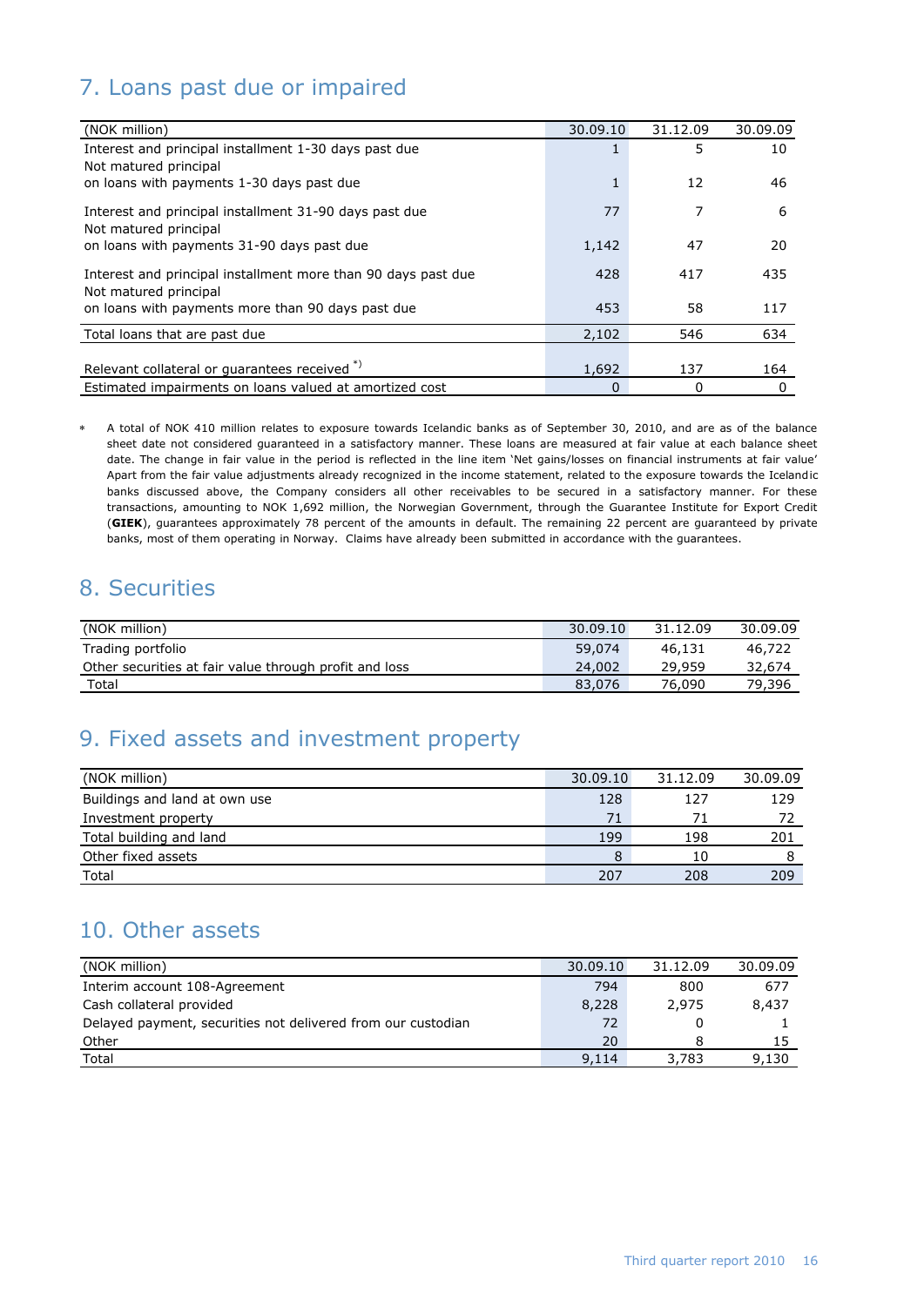## 7. Loans past due or impaired

| (NOK million) | 30.09.10 | 31.12.09 | 30.09.09 |
|---|---|---|---|
| Interest and principal installment 1-30 days past due | 1 | 5 | 10 |
| Not matured principal on loans with payments 1-30 days past due | 1 | 12 | 46 |
| Interest and principal installment 31-90 days past due | 77 | 7 | 6 |
| Not matured principal on loans with payments 31-90 days past due | 1,142 | 47 | 20 |
| Interest and principal installment more than 90 days past due | 428 | 417 | 435 |
| Not matured principal on loans with payments more than 90 days past due | 453 | 58 | 117 |
| Total loans that are past due | 2,102 | 546 | 634 |
| Relevant collateral or guarantees received *) | 1,692 | 137 | 164 |
| Estimated impairments on loans valued at amortized cost | 0 | 0 | 0 |

\* A total of NOK 410 million relates to exposure towards Icelandic banks as of September 30, 2010, and are as of the balance sheet date not considered guaranteed in a satisfactory manner. These loans are measured at fair value at each balance sheet date. The change in fair value in the period is reflected in the line item 'Net gains/losses on financial instruments at fair value' Apart from the fair value adjustments already recognized in the income statement, related to the exposure towards the Icelandic banks discussed above, the Company considers all other receivables to be secured in a satisfactory manner. For these transactions, amounting to NOK 1,692 million, the Norwegian Government, through the Guarantee Institute for Export Credit (**GIEK**), guarantees approximately 78 percent of the amounts in default. The remaining 22 percent are guaranteed by private banks, most of them operating in Norway. Claims have already been submitted in accordance with the guarantees.

## 8. Securities

| (NOK million) | 30.09.10 | 31.12.09 | 30.09.09 |
|---|---|---|---|
| Trading portfolio | 59,074 | 46,131 | 46,722 |
| Other securities at fair value through profit and loss | 24,002 | 29,959 | 32,674 |
| Total | 83,076 | 76,090 | 79,396 |

## 9. Fixed assets and investment property

| (NOK million) | 30.09.10 | 31.12.09 | 30.09.09 |
|---|---|---|---|
| Buildings and land at own use | 128 | 127 | 129 |
| Investment property | 71 | 71 | 72 |
| Total building and land | 199 | 198 | 201 |
| Other fixed assets | 8 | 10 | 8 |
| Total | 207 | 208 | 209 |

## 10. Other assets

| (NOK million) | 30.09.10 | 31.12.09 | 30.09.09 |
|---|---|---|---|
| Interim account 108-Agreement | 794 | 800 | 677 |
| Cash collateral provided | 8,228 | 2,975 | 8,437 |
| Delayed payment, securities not delivered from our custodian | 72 | 0 | 1 |
| Other | 20 | 8 | 15 |
| Total | 9,114 | 3,783 | 9,130 |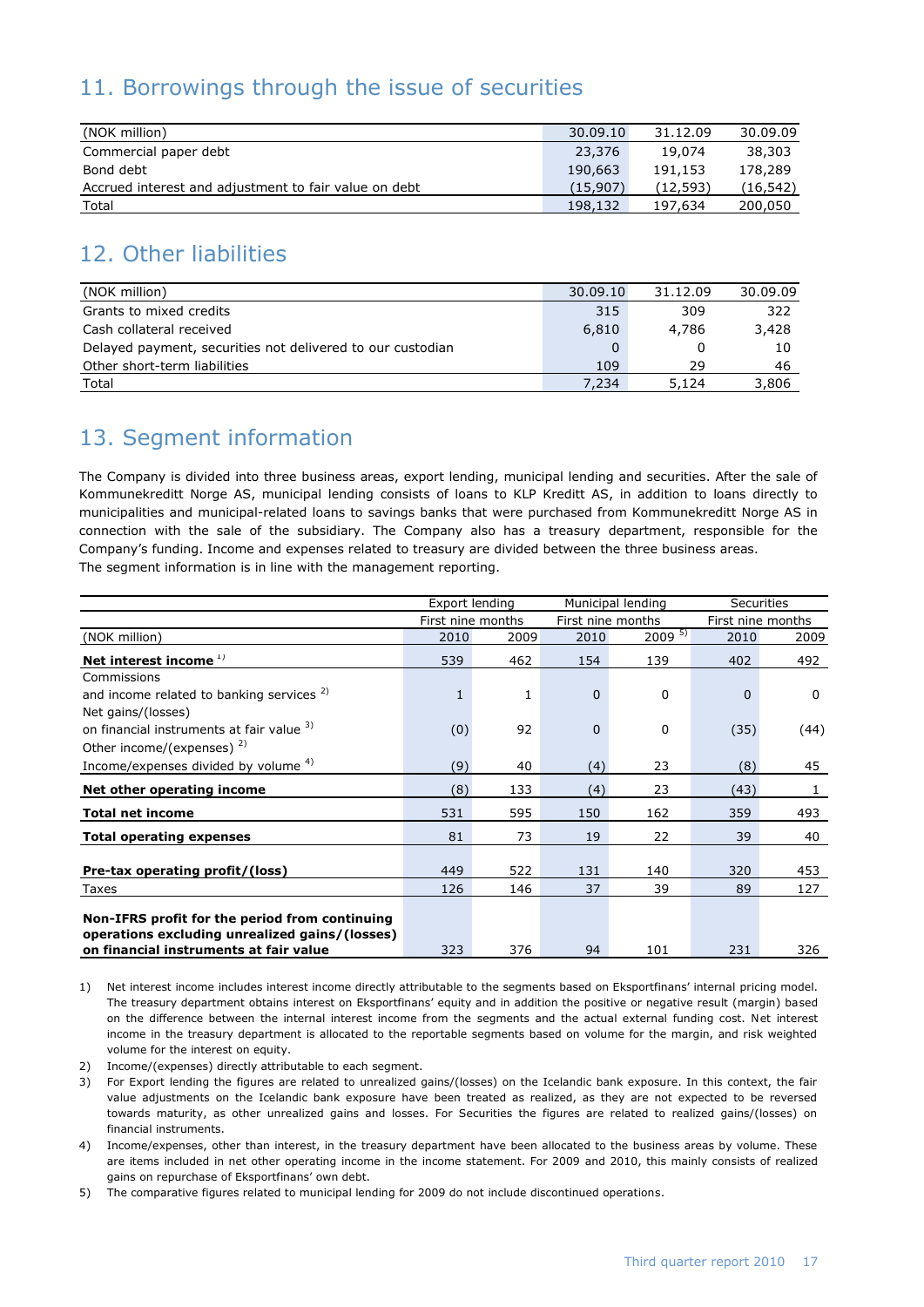## 11. Borrowings through the issue of securities

| (NOK million) | 30.09.10 | 31.12.09 | 30.09.09 |
|---|---|---|---|
| Commercial paper debt | 23,376 | 19,074 | 38,303 |
| Bond debt | 190,663 | 191,153 | 178,289 |
| Accrued interest and adjustment to fair value on debt | (15,907) | (12,593) | (16,542) |
| Total | 198,132 | 197,634 | 200,050 |

## 12. Other liabilities

| (NOK million) | 30.09.10 | 31.12.09 | 30.09.09 |
|---|---|---|---|
| Grants to mixed credits | 315 | 309 | 322 |
| Cash collateral received | 6,810 | 4,786 | 3,428 |
| Delayed payment, securities not delivered to our custodian | 0 | 0 | 10 |
| Other short-term liabilities | 109 | 29 | 46 |
| Total | 7,234 | 5,124 | 3,806 |

## 13. Segment information

The Company is divided into three business areas, export lending, municipal lending and securities. After the sale of Kommunekreditt Norge AS, municipal lending consists of loans to KLP Kreditt AS, in addition to loans directly to municipalities and municipal-related loans to savings banks that were purchased from Kommunekreditt Norge AS in connection with the sale of the subsidiary. The Company also has a treasury department, responsible for the Company's funding. Income and expenses related to treasury are divided between the three business areas.
The segment information is in line with the management reporting.

| | Export lending | | Municipal lending | | Securities | |
|---|---|---|---|---|---|---|
| | First nine months | | First nine months | | First nine months | |
| (NOK million) | 2010 | 2009 | 2010 | 2009 [5] | 2010 | 2009 |
| **Net interest income** [1] | 539 | 462 | 154 | 139 | 402 | 492 |
| Commissions and income related to banking services [2] | 1 | 1 | 0 | 0 | 0 | 0 |
| Net gains/(losses) on financial instruments at fair value [3] | (0) | 92 | 0 | 0 | (35) | (44) |
| Other income/(expenses) [2] Income/expenses divided by volume [4] | (9) | 40 | (4) | 23 | (8) | 45 |
| **Net other operating income** | (8) | 133 | (4) | 23 | (43) | 1 |
| **Total net income** | 531 | 595 | 150 | 162 | 359 | 493 |
| **Total operating expenses** | 81 | 73 | 19 | 22 | 39 | 40 |
| **Pre-tax operating profit/(loss)** | 449 | 522 | 131 | 140 | 320 | 453 |
| Taxes | 126 | 146 | 37 | 39 | 89 | 127 |
| **Non-IFRS profit for the period from continuing operations excluding unrealized gains/(losses) on financial instruments at fair value** | 323 | 376 | 94 | 101 | 231 | 326 |

1) Net interest income includes interest income directly attributable to the segments based on Eksportfinans' internal pricing model. The treasury department obtains interest on Eksportfinans' equity and in addition the positive or negative result (margin) based on the difference between the internal interest income from the segments and the actual external funding cost. Net interest income in the treasury department is allocated to the reportable segments based on volume for the margin, and risk weighted volume for the interest on equity.

2) Income/(expenses) directly attributable to each segment.

3) For Export lending the figures are related to unrealized gains/(losses) on the Icelandic bank exposure. In this context, the fair value adjustments on the Icelandic bank exposure have been treated as realized, as they are not expected to be reversed towards maturity, as other unrealized gains and losses. For Securities the figures are related to realized gains/(losses) on financial instruments.

4) Income/expenses, other than interest, in the treasury department have been allocated to the business areas by volume. These are items included in net other operating income in the income statement. For 2009 and 2010, this mainly consists of realized gains on repurchase of Eksportfinans' own debt.

5) The comparative figures related to municipal lending for 2009 do not include discontinued operations.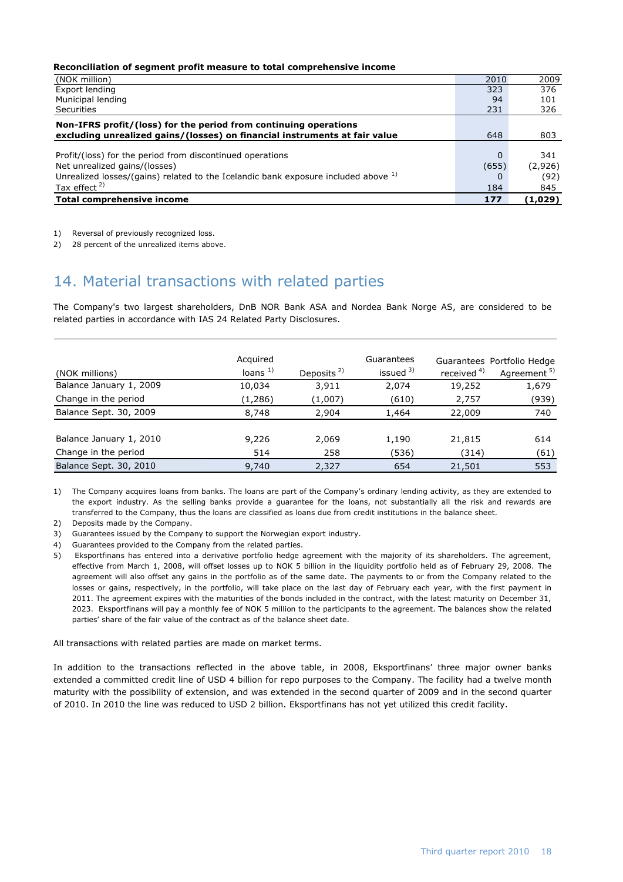**Reconciliation of segment profit measure to total comprehensive income**

| (NOK million) | 2010 | 2009 |
|---|---|---|
| Export lending | 323 | 376 |
| Municipal lending | 94 | 101 |
| Securities | 231 | 326 |
| **Non-IFRS profit/(loss) for the period from continuing operations excluding unrealized gains/(losses) on financial instruments at fair value** | 648 | 803 |
| Profit/(loss) for the period from discontinued operations | 0 | 341 |
| Net unrealized gains/(losses) | (655) | (2,926) |
| Unrealized losses/(gains) related to the Icelandic bank exposure included above [1] | 0 | (92) |
| Tax effect [2] | 184 | 845 |
| **Total comprehensive income** | **177** | **(1,029)** |

1) Reversal of previously recognized loss.

2) 28 percent of the unrealized items above.

# 14. Material transactions with related parties

The Company's two largest shareholders, DnB NOR Bank ASA and Nordea Bank Norge AS, are considered to be related parties in accordance with IAS 24 Related Party Disclosures.

| (NOK millions) | Acquired loans [1] | Deposits [2] | Guarantees issued [3] | Guarantees received [4] | Portfolio Hedge Agreement [5] |
|---|---|---|---|---|---|
| Balance January 1, 2009 | 10,034 | 3,911 | 2,074 | 19,252 | 1,679 |
| Change in the period | (1,286) | (1,007) | (610) | 2,757 | (939) |
| Balance Sept. 30, 2009 | 8,748 | 2,904 | 1,464 | 22,009 | 740 |
| Balance January 1, 2010 | 9,226 | 2,069 | 1,190 | 21,815 | 614 |
| Change in the period | 514 | 258 | (536) | (314) | (61) |
| Balance Sept. 30, 2010 | 9,740 | 2,327 | 654 | 21,501 | 553 |

1) The Company acquires loans from banks. The loans are part of the Company's ordinary lending activity, as they are extended to the export industry. As the selling banks provide a guarantee for the loans, not substantially all the risk and rewards are transferred to the Company, thus the loans are classified as loans due from credit institutions in the balance sheet.

2) Deposits made by the Company.

3) Guarantees issued by the Company to support the Norwegian export industry.

4) Guarantees provided to the Company from the related parties.

5) Eksportfinans has entered into a derivative portfolio hedge agreement with the majority of its shareholders. The agreement, effective from March 1, 2008, will offset losses up to NOK 5 billion in the liquidity portfolio held as of February 29, 2008. The agreement will also offset any gains in the portfolio as of the same date. The payments to or from the Company related to the losses or gains, respectively, in the portfolio, will take place on the last day of February each year, with the first payment in 2011. The agreement expires with the maturities of the bonds included in the contract, with the latest maturity on December 31, 2023. Eksportfinans will pay a monthly fee of NOK 5 million to the participants to the agreement. The balances show the related parties' share of the fair value of the contract as of the balance sheet date.

All transactions with related parties are made on market terms.

In addition to the transactions reflected in the above table, in 2008, Eksportfinans' three major owner banks extended a committed credit line of USD 4 billion for repo purposes to the Company. The facility had a twelve month maturity with the possibility of extension, and was extended in the second quarter of 2009 and in the second quarter of 2010. In 2010 the line was reduced to USD 2 billion. Eksportfinans has not yet utilized this credit facility.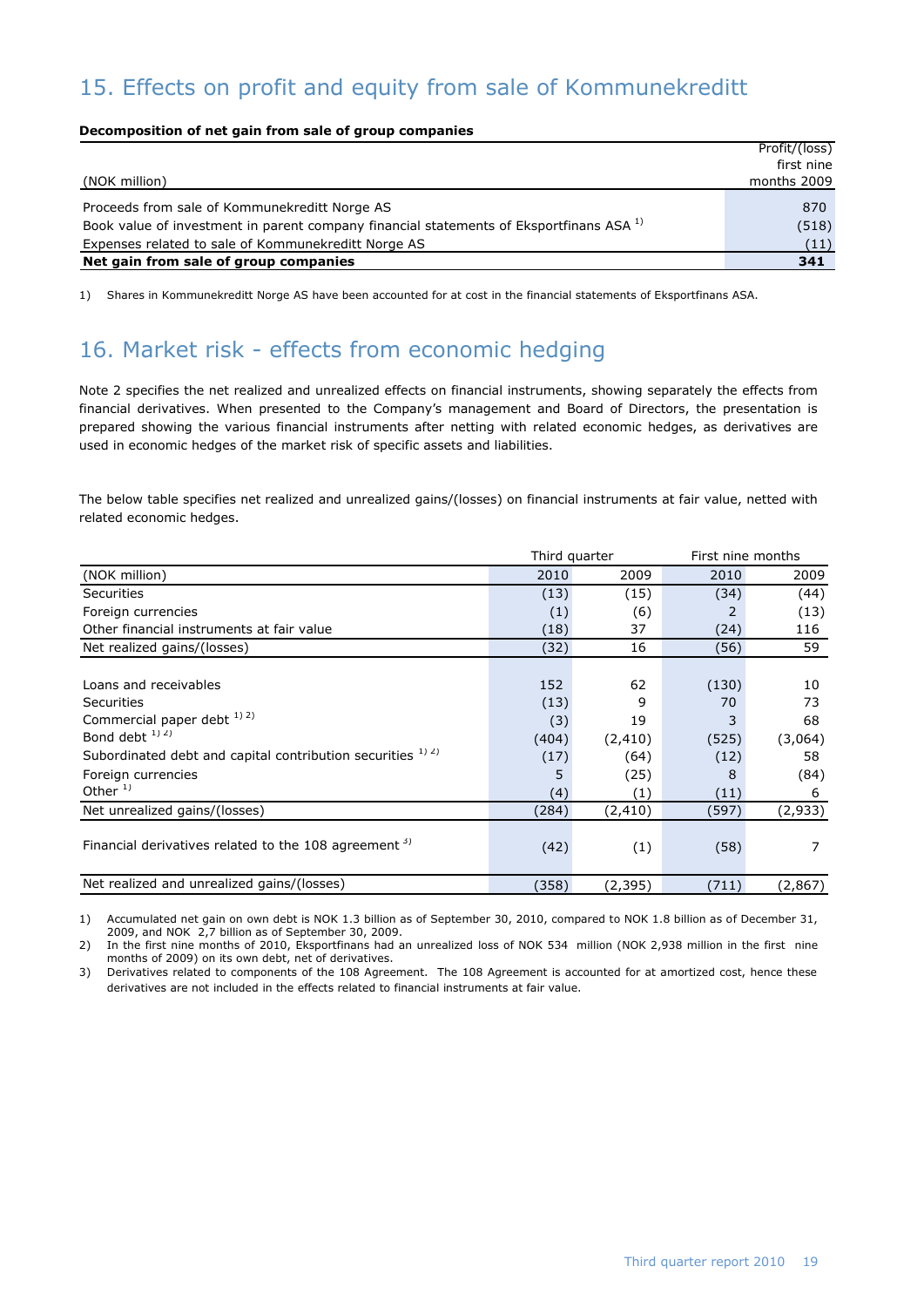## 15. Effects on profit and equity from sale of Kommunekreditt

**Decomposition of net gain from sale of group companies**

| (NOK million) | Profit/(loss) first nine months 2009 |
|---|---|
| Proceeds from sale of Kommunekreditt Norge AS | 870 |
| Book value of investment in parent company financial statements of Eksportfinans ASA [1] | (518) |
| Expenses related to sale of Kommunekreditt Norge AS | (11) |
| **Net gain from sale of group companies** | **341** |

1) Shares in Kommunekreditt Norge AS have been accounted for at cost in the financial statements of Eksportfinans ASA.

## 16. Market risk - effects from economic hedging

Note 2 specifies the net realized and unrealized effects on financial instruments, showing separately the effects from financial derivatives. When presented to the Company's management and Board of Directors, the presentation is prepared showing the various financial instruments after netting with related economic hedges, as derivatives are used in economic hedges of the market risk of specific assets and liabilities.

The below table specifies net realized and unrealized gains/(losses) on financial instruments at fair value, netted with related economic hedges.

| | Third quarter | | First nine months | |
|---|---|---|---|---|
| (NOK million) | 2010 | 2009 | 2010 | 2009 |
| Securities | (13) | (15) | (34) | (44) |
| Foreign currencies | (1) | (6) | 2 | (13) |
| Other financial instruments at fair value | (18) | 37 | (24) | 116 |
| Net realized gains/(losses) | (32) | 16 | (56) | 59 |
| | | | | |
| Loans and receivables | 152 | 62 | (130) | 10 |
| Securities | (13) | 9 | 70 | 73 |
| Commercial paper debt [1] [2] | (3) | 19 | 3 | 68 |
| Bond debt [1] [2] | (404) | (2,410) | (525) | (3,064) |
| Subordinated debt and capital contribution securities [1] [2] | (17) | (64) | (12) | 58 |
| Foreign currencies | 5 | (25) | 8 | (84) |
| Other [1] | (4) | (1) | (11) | 6 |
| Net unrealized gains/(losses) | (284) | (2,410) | (597) | (2,933) |
| | | | | |
| Financial derivatives related to the 108 agreement [3] | (42) | (1) | (58) | 7 |
| | | | | |
| Net realized and unrealized gains/(losses) | (358) | (2,395) | (711) | (2,867) |

1) Accumulated net gain on own debt is NOK 1.3 billion as of September 30, 2010, compared to NOK 1.8 billion as of December 31, 2009, and NOK 2,7 billion as of September 30, 2009.

2) In the first nine months of 2010, Eksportfinans had an unrealized loss of NOK 534 million (NOK 2,938 million in the first nine months of 2009) on its own debt, net of derivatives.

3) Derivatives related to components of the 108 Agreement. The 108 Agreement is accounted for at amortized cost, hence these derivatives are not included in the effects related to financial instruments at fair value.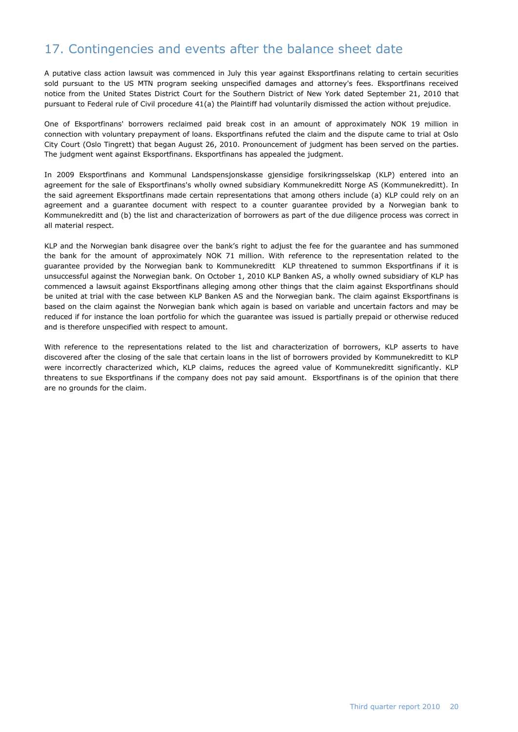# 17. Contingencies and events after the balance sheet date

A putative class action lawsuit was commenced in July this year against Eksportfinans relating to certain securities sold pursuant to the US MTN program seeking unspecified damages and attorney's fees. Eksportfinans received notice from the United States District Court for the Southern District of New York dated September 21, 2010 that pursuant to Federal rule of Civil procedure 41(a) the Plaintiff had voluntarily dismissed the action without prejudice.

One of Eksportfinans' borrowers reclaimed paid break cost in an amount of approximately NOK 19 million in connection with voluntary prepayment of loans. Eksportfinans refuted the claim and the dispute came to trial at Oslo City Court (Oslo Tingrett) that began August 26, 2010. Pronouncement of judgment has been served on the parties. The judgment went against Eksportfinans. Eksportfinans has appealed the judgment.

In 2009 Eksportfinans and Kommunal Landspensjonskasse gjensidige forsikringsselskap (KLP) entered into an agreement for the sale of Eksportfinans's wholly owned subsidiary Kommunekreditt Norge AS (Kommunekreditt). In the said agreement Eksportfinans made certain representations that among others include (a) KLP could rely on an agreement and a guarantee document with respect to a counter guarantee provided by a Norwegian bank to Kommunekreditt and (b) the list and characterization of borrowers as part of the due diligence process was correct in all material respect.

KLP and the Norwegian bank disagree over the bank's right to adjust the fee for the guarantee and has summoned the bank for the amount of approximately NOK 71 million. With reference to the representation related to the guarantee provided by the Norwegian bank to Kommunekreditt KLP threatened to summon Eksportfinans if it is unsuccessful against the Norwegian bank. On October 1, 2010 KLP Banken AS, a wholly owned subsidiary of KLP has commenced a lawsuit against Eksportfinans alleging among other things that the claim against Eksportfinans should be united at trial with the case between KLP Banken AS and the Norwegian bank. The claim against Eksportfinans is based on the claim against the Norwegian bank which again is based on variable and uncertain factors and may be reduced if for instance the loan portfolio for which the guarantee was issued is partially prepaid or otherwise reduced and is therefore unspecified with respect to amount.

With reference to the representations related to the list and characterization of borrowers, KLP asserts to have discovered after the closing of the sale that certain loans in the list of borrowers provided by Kommunekreditt to KLP were incorrectly characterized which, KLP claims, reduces the agreed value of Kommunekreditt significantly. KLP threatens to sue Eksportfinans if the company does not pay said amount. Eksportfinans is of the opinion that there are no grounds for the claim.